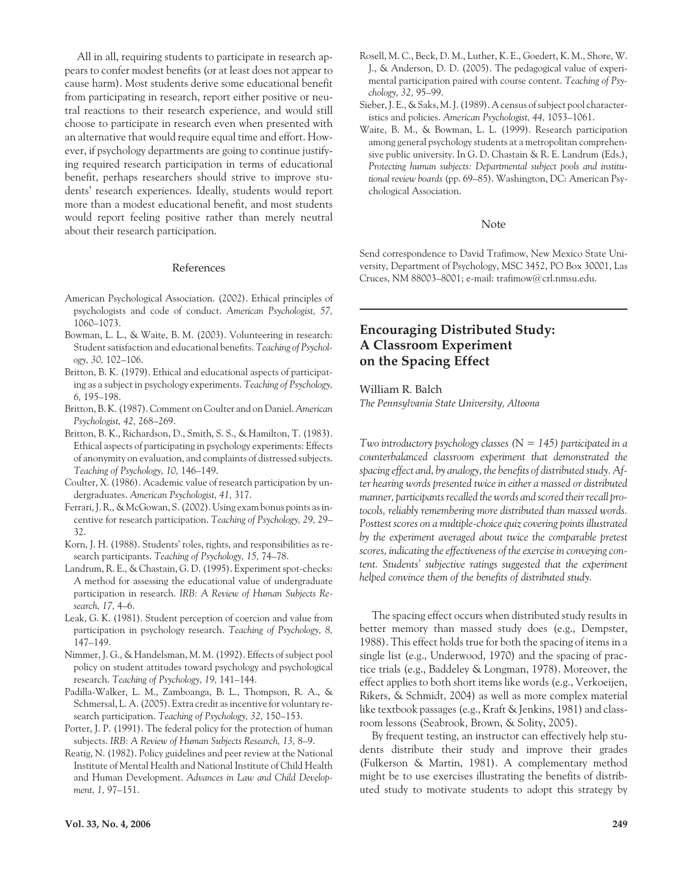All in all, requiring students to participate in research appears to confer modest benefits (or at least does not appear to cause harm). Most students derive some educational benefit from participating in research, report either positive or neutral reactions to their research experience, and would still choose to participate in research even when presented with an alternative that would require equal time and effort. However, if psychology departments are going to continue justifying required research participation in terms of educational benefit, perhaps researchers should strive to improve students' research experiences. Ideally, students would report more than a modest educational benefit, and most students would report feeling positive rather than merely neutral about their research participation.

## References

American Psychological Association. (2002). Ethical principles of psychologists and code of conduct. *American Psychologist, 57,* 1060–1073.

Bowman, L. L., & Waite, B. M. (2003). Volunteering in research: Student satisfaction and educational benefits. *Teaching of Psychology, 30,* 102–106.

Britton, B. K. (1979). Ethical and educational aspects of participating as a subject in psychology experiments. *Teaching of Psychology, 6,* 195–198.

Britton, B. K. (1987). Comment on Coulter and on Daniel. *American Psychologist, 42,* 268–269.

Britton, B. K., Richardson, D., Smith, S. S., & Hamilton, T. (1983). Ethical aspects of participating in psychology experiments: Effects of anonymity on evaluation, and complaints of distressed subjects. *Teaching of Psychology, 10,* 146–149.

Coulter, X. (1986). Academic value of research participation by undergraduates. *American Psychologist, 41,* 317.

Ferrari, J. R., & McGowan, S. (2002). Using exam bonus points as incentive for research participation. *Teaching of Psychology, 29,* 29–32.

Korn, J. H. (1988). Students' roles, rights, and responsibilities as research participants. *Teaching of Psychology, 15,* 74–78.

Landrum, R. E., & Chastain, G. D. (1995). Experiment spot-checks: A method for assessing the educational value of undergraduate participation in research. *IRB: A Review of Human Subjects Research, 17,* 4–6.

Leak, G. K. (1981). Student perception of coercion and value from participation in psychology research. *Teaching of Psychology, 8,* 147–149.

Nimmer, J. G., & Handelsman, M. M. (1992). Effects of subject pool policy on student attitudes toward psychology and psychological research. *Teaching of Psychology, 19,* 141–144.

Padilla-Walker, L. M., Zamboanga, B. L., Thompson, R. A., & Schmersal, L. A. (2005). Extra credit as incentive for voluntary research participation. *Teaching of Psychology, 32,* 150–153.

Porter, J. P. (1991). The federal policy for the protection of human subjects. *IRB: A Review of Human Subjects Research, 13,* 8–9.

Reatig, N. (1982). Policy guidelines and peer review at the National Institute of Mental Health and National Institute of Child Health and Human Development. *Advances in Law and Child Development, 1,* 97–151.

Rosell, M. C., Beck, D. M., Luther, K. E., Goedert, K. M., Shore, W. J., & Anderson, D. D. (2005). The pedagogical value of experimental participation paired with course content. *Teaching of Psychology, 32,* 95–99.

Sieber, J. E., & Saks, M. J. (1989). A census of subject pool characteristics and policies. *American Psychologist, 44,* 1053–1061.

Waite, B. M., & Bowman, L. L. (1999). Research participation among general psychology students at a metropolitan comprehensive public university. In G. D. Chastain & R. E. Landrum (Eds.), *Protecting human subjects: Departmental subject pools and institutional review boards* (pp. 69–85). Washington, DC: American Psychological Association.

## Note

Send correspondence to David Trafimow, New Mexico State University, Department of Psychology, MSC 3452, PO Box 30001, Las Cruces, NM 88003–8001; e-mail: trafimow@crl.nmsu.edu.

# Encouraging Distributed Study: A Classroom Experiment on the Spacing Effect

William R. Balch
*The Pennsylvania State University, Altoona*

*Two introductory psychology classes (*N = *145) participated in a counterbalanced classroom experiment that demonstrated the spacing effect and, by analogy, the benefits of distributed study. After hearing words presented twice in either a massed or distributed manner, participants recalled the words and scored their recall protocols, reliably remembering more distributed than massed words. Posttest scores on a multiple-choice quiz covering points illustrated by the experiment averaged about twice the comparable pretest scores, indicating the effectiveness of the exercise in conveying content. Students' subjective ratings suggested that the experiment helped convince them of the benefits of distributed study.*

The spacing effect occurs when distributed study results in better memory than massed study does (e.g., Dempster, 1988). This effect holds true for both the spacing of items in a single list (e.g., Underwood, 1970) and the spacing of practice trials (e.g., Baddeley & Longman, 1978). Moreover, the effect applies to both short items like words (e.g., Verkoeijen, Rikers, & Schmidt, 2004) as well as more complex material like textbook passages (e.g., Kraft & Jenkins, 1981) and classroom lessons (Seabrook, Brown, & Solity, 2005).

By frequent testing, an instructor can effectively help students distribute their study and improve their grades (Fulkerson & Martin, 1981). A complementary method might be to use exercises illustrating the benefits of distributed study to motivate students to adopt this strategy by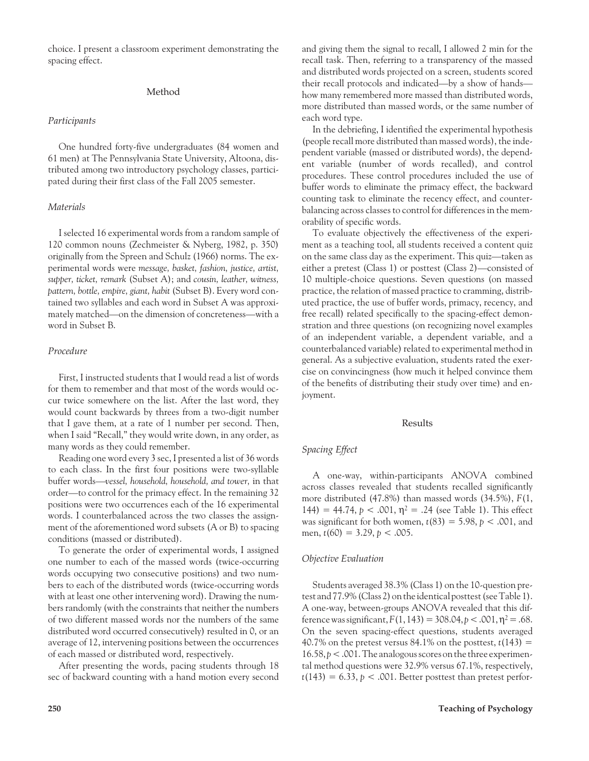choice. I present a classroom experiment demonstrating the spacing effect.

## Method

### *Participants*

One hundred forty-five undergraduates (84 women and 61 men) at The Pennsylvania State University, Altoona, distributed among two introductory psychology classes, participated during their first class of the Fall 2005 semester.

### *Materials*

I selected 16 experimental words from a random sample of 120 common nouns (Zechmeister & Nyberg, 1982, p. 350) originally from the Spreen and Schulz (1966) norms. The experimental words were *message, basket, fashion, justice, artist, supper, ticket, remark* (Subset A); and *cousin, leather, witness, pattern, bottle, empire, giant, habit* (Subset B). Every word contained two syllables and each word in Subset A was approximately matched—on the dimension of concreteness—with a word in Subset B.

### *Procedure*

First, I instructed students that I would read a list of words for them to remember and that most of the words would occur twice somewhere on the list. After the last word, they would count backwards by threes from a two-digit number that I gave them, at a rate of 1 number per second. Then, when I said "Recall," they would write down, in any order, as many words as they could remember.

Reading one word every 3 sec, I presented a list of 36 words to each class. In the first four positions were two-syllable buffer words—*vessel, household, household, and tower,* in that order—to control for the primacy effect. In the remaining 32 positions were two occurrences each of the 16 experimental words. I counterbalanced across the two classes the assignment of the aforementioned word subsets (A or B) to spacing conditions (massed or distributed).

To generate the order of experimental words, I assigned one number to each of the massed words (twice-occurring words occupying two consecutive positions) and two numbers to each of the distributed words (twice-occurring words with at least one other intervening word). Drawing the numbers randomly (with the constraints that neither the numbers of two different massed words nor the numbers of the same distributed word occurred consecutively) resulted in 0, or an average of 12, intervening positions between the occurrences of each massed or distributed word, respectively.

After presenting the words, pacing students through 18 sec of backward counting with a hand motion every second and giving them the signal to recall, I allowed 2 min for the recall task. Then, referring to a transparency of the massed and distributed words projected on a screen, students scored their recall protocols and indicated—by a show of hands—how many remembered more massed than distributed words, more distributed than massed words, or the same number of each word type.

In the debriefing, I identified the experimental hypothesis (people recall more distributed than massed words), the independent variable (massed or distributed words), the dependent variable (number of words recalled), and control procedures. These control procedures included the use of buffer words to eliminate the primacy effect, the backward counting task to eliminate the recency effect, and counterbalancing across classes to control for differences in the memorability of specific words.

To evaluate objectively the effectiveness of the experiment as a teaching tool, all students received a content quiz on the same class day as the experiment. This quiz—taken as either a pretest (Class 1) or posttest (Class 2)—consisted of 10 multiple-choice questions. Seven questions (on massed practice, the relation of massed practice to cramming, distributed practice, the use of buffer words, primacy, recency, and free recall) related specifically to the spacing-effect demonstration and three questions (on recognizing novel examples of an independent variable, a dependent variable, and a counterbalanced variable) related to experimental method in general. As a subjective evaluation, students rated the exercise on convincingness (how much it helped convince them of the benefits of distributing their study over time) and enjoyment.

## Results

### *Spacing Effect*

A one-way, within-participants ANOVA combined across classes revealed that students recalled significantly more distributed (47.8%) than massed words (34.5%), $F(1, 144) = 44.74$, $p < .001$, $\eta^2 = .24$ (see Table 1). This effect was significant for both women, $t(83) = 5.98$, $p < .001$, and men, $t(60) = 3.29$, $p < .005$.

### *Objective Evaluation*

Students averaged 38.3% (Class 1) on the 10-question pretest and 77.9% (Class 2) on the identical posttest (see Table 1). A one-way, between-groups ANOVA revealed that this difference was significant, $F(1, 143) = 308.04$, $p < .001$, $\eta^2 = .68$. On the seven spacing-effect questions, students averaged 40.7% on the pretest versus 84.1% on the posttest, $t(143) = 16.58$, $p < .001$. The analogous scores on the three experimental method questions were 32.9% versus 67.1%, respectively, $t(143) = 6.33$, $p < .001$. Better posttest than pretest perfor-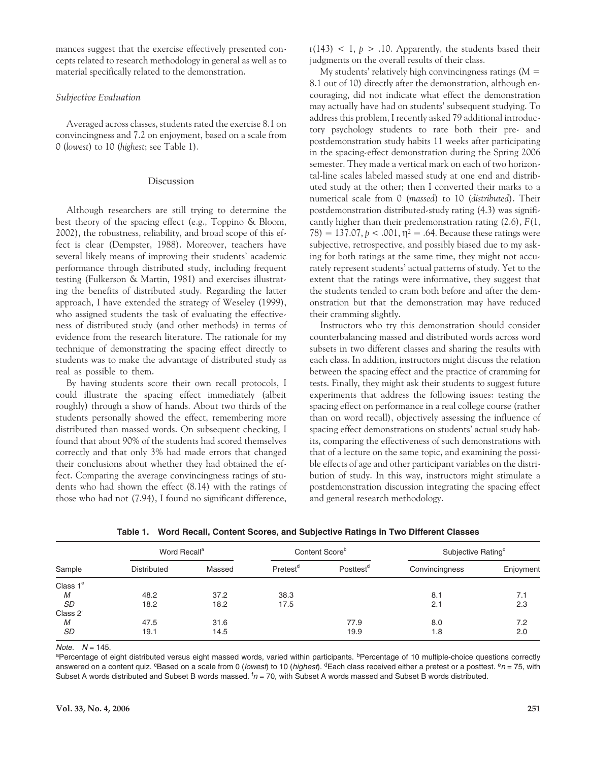mances suggest that the exercise effectively presented concepts related to research methodology in general as well as to material specifically related to the demonstration.

### *Subjective Evaluation*

Averaged across classes, students rated the exercise 8.1 on convincingness and 7.2 on enjoyment, based on a scale from 0 (*lowest*) to 10 (*highest*; see Table 1).

## Discussion

Although researchers are still trying to determine the best theory of the spacing effect (e.g., Toppino & Bloom, 2002), the robustness, reliability, and broad scope of this effect is clear (Dempster, 1988). Moreover, teachers have several likely means of improving their students' academic performance through distributed study, including frequent testing (Fulkerson & Martin, 1981) and exercises illustrating the benefits of distributed study. Regarding the latter approach, I have extended the strategy of Weseley (1999), who assigned students the task of evaluating the effectiveness of distributed study (and other methods) in terms of evidence from the research literature. The rationale for my technique of demonstrating the spacing effect directly to students was to make the advantage of distributed study as real as possible to them.

By having students score their own recall protocols, I could illustrate the spacing effect immediately (albeit roughly) through a show of hands. About two thirds of the students personally showed the effect, remembering more distributed than massed words. On subsequent checking, I found that about 90% of the students had scored themselves correctly and that only 3% had made errors that changed their conclusions about whether they had obtained the effect. Comparing the average convincingness ratings of students who had shown the effect (8.14) with the ratings of those who had not (7.94), I found no significant difference, $t(143) < 1$, $p > .10$. Apparently, the students based their judgments on the overall results of their class.

My students' relatively high convincingness ratings ($M = 8.1$ out of 10) directly after the demonstration, although encouraging, did not indicate what effect the demonstration may actually have had on students' subsequent studying. To address this problem, I recently asked 79 additional introductory psychology students to rate both their pre- and postdemonstration study habits 11 weeks after participating in the spacing-effect demonstration during the Spring 2006 semester. They made a vertical mark on each of two horizontal-line scales labeled massed study at one end and distributed study at the other; then I converted their marks to a numerical scale from 0 (*massed*) to 10 (*distributed*). Their postdemonstration distributed-study rating (4.3) was significantly higher than their predemonstration rating (2.6), $F(1, 78) = 137.07$, $p < .001$, $\eta^2 = .64$. Because these ratings were subjective, retrospective, and possibly biased due to my asking for both ratings at the same time, they might not accurately represent students' actual patterns of study. Yet to the extent that the ratings were informative, they suggest that the students tended to cram both before and after the demonstration but that the demonstration may have reduced their cramming slightly.

Instructors who try this demonstration should consider counterbalancing massed and distributed words across word subsets in two different classes and sharing the results with each class. In addition, instructors might discuss the relation between the spacing effect and the practice of cramming for tests. Finally, they might ask their students to suggest future experiments that address the following issues: testing the spacing effect on performance in a real college course (rather than on word recall), objectively assessing the influence of spacing effect demonstrations on students' actual study habits, comparing the effectiveness of such demonstrations with that of a lecture on the same topic, and examining the possible effects of age and other participant variables on the distribution of study. In this way, instructors might stimulate a postdemonstration discussion integrating the spacing effect and general research methodology.

**Table 1. Word Recall, Content Scores, and Subjective Ratings in Two Different Classes**

| Sample | Word Recall[a] | | Content Score[b] | | Subjective Rating[c] | |
|---|---|---|---|---|---|---|
| | Distributed | Massed | Pretest[d] | Posttest[d] | Convincingness | Enjoyment |
| Class 1[e] | | | | | | |
| *M* | 48.2 | 37.2 | 38.3 | | 8.1 | 7.1 |
| *SD* | 18.2 | 18.2 | 17.5 | | 2.1 | 2.3 |
| Class 2[f] | | | | | | |
| *M* | 47.5 | 31.6 | | 77.9 | 8.0 | 7.2 |
| *SD* | 19.1 | 14.5 | | 19.9 | 1.8 | 2.0 |

*Note.* $N = 145$.
[a]Percentage of eight distributed versus eight massed words, varied within participants. [b]Percentage of 10 multiple-choice questions correctly answered on a content quiz. [c]Based on a scale from 0 (*lowest*) to 10 (*highest*). [d]Each class received either a pretest or a posttest. [e]$n = 75$, with Subset A words distributed and Subset B words massed. [f]$n = 70$, with Subset A words massed and Subset B words distributed.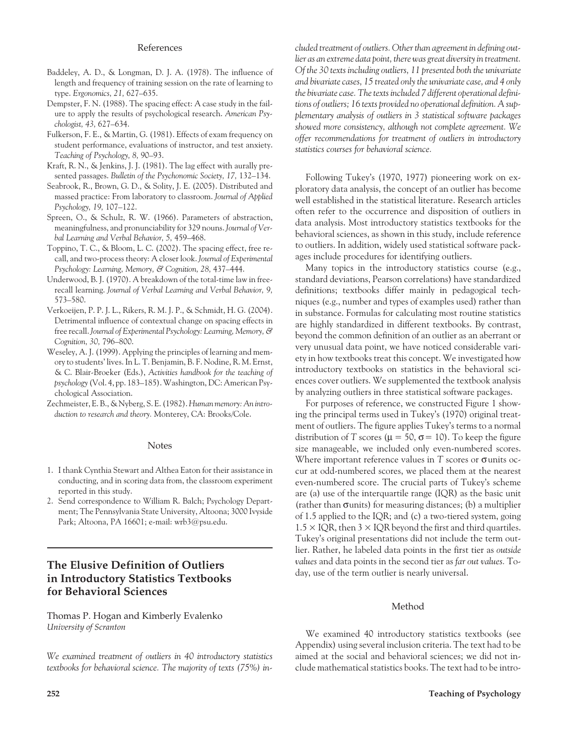## References

Baddeley, A. D., & Longman, D. J. A. (1978). The influence of length and frequency of training session on the rate of learning to type. *Ergonomics, 21,* 627–635.

Dempster, F. N. (1988). The spacing effect: A case study in the failure to apply the results of psychological research. *American Psychologist, 43,* 627–634.

Fulkerson, F. E., & Martin, G. (1981). Effects of exam frequency on student performance, evaluations of instructor, and test anxiety. *Teaching of Psychology, 8,* 90–93.

Kraft, R. N., & Jenkins, J. J. (1981). The lag effect with aurally presented passages. *Bulletin of the Psychonomic Society, 17,* 132–134.

Seabrook, R., Brown, G. D., & Solity, J. E. (2005). Distributed and massed practice: From laboratory to classroom. *Journal of Applied Psychology, 19,* 107–122.

Spreen, O., & Schulz, R. W. (1966). Parameters of abstraction, meaningfulness, and pronunciability for 329 nouns. *Journal of Verbal Learning and Verbal Behavior, 5,* 459–468.

Toppino, T. C., & Bloom, L. C. (2002). The spacing effect, free recall, and two-process theory: A closer look. *Journal of Experimental Psychology: Learning, Memory, & Cognition, 28,* 437–444.

Underwood, B. J. (1970). A breakdown of the total-time law in free-recall learning. *Journal of Verbal Learning and Verbal Behavior, 9,* 573–580.

Verkoeijen, P. P. J. L., Rikers, R. M. J. P., & Schmidt, H. G. (2004). Detrimental influence of contextual change on spacing effects in free recall. *Journal of Experimental Psychology: Learning, Memory, & Cognition, 30,* 796–800.

Weseley, A. J. (1999). Applying the principles of learning and memory to students' lives. In L. T. Benjamin, B. F. Nodine, R. M. Ernst, & C. Blair-Broeker (Eds.), *Activities handbook for the teaching of psychology* (Vol. 4, pp. 183–185). Washington, DC: American Psychological Association.

Zechmeister, E. B., & Nyberg, S. E. (1982). *Human memory: An introduction to research and theory.* Monterey, CA: Brooks/Cole.

## Notes

1. I thank Cynthia Stewart and Althea Eaton for their assistance in conducting, and in scoring data from, the classroom experiment reported in this study.
2. Send correspondence to William R. Balch; Psychology Department; The Pennsylvania State University, Altoona; 3000 Ivyside Park; Altoona, PA 16601; e-mail: wrb3@psu.edu.

# The Elusive Definition of Outliers in Introductory Statistics Textbooks for Behavioral Sciences

Thomas P. Hogan and Kimberly Evalenko
*University of Scranton*

*We examined treatment of outliers in 40 introductory statistics textbooks for behavioral science. The majority of texts (75%) included treatment of outliers. Other than agreement in defining outlier as an extreme data point, there was great diversity in treatment. Of the 30 texts including outliers, 11 presented both the univariate and bivariate cases, 15 treated only the univariate case, and 4 only the bivariate case. The texts included 7 different operational definitions of outliers; 16 texts provided no operational definition. A supplementary analysis of outliers in 3 statistical software packages showed more consistency, although not complete agreement. We offer recommendations for treatment of outliers in introductory statistics courses for behavioral science.*

Following Tukey's (1970, 1977) pioneering work on exploratory data analysis, the concept of an outlier has become well established in the statistical literature. Research articles often refer to the occurrence and disposition of outliers in data analysis. Most introductory statistics textbooks for the behavioral sciences, as shown in this study, include reference to outliers. In addition, widely used statistical software packages include procedures for identifying outliers.

Many topics in the introductory statistics course (e.g., standard deviations, Pearson correlations) have standardized definitions; textbooks differ mainly in pedagogical techniques (e.g., number and types of examples used) rather than in substance. Formulas for calculating most routine statistics are highly standardized in different textbooks. By contrast, beyond the common definition of an outlier as an aberrant or very unusual data point, we have noticed considerable variety in how textbooks treat this concept. We investigated how introductory textbooks on statistics in the behavioral sciences cover outliers. We supplemented the textbook analysis by analyzing outliers in three statistical software packages.

For purposes of reference, we constructed Figure 1 showing the principal terms used in Tukey's (1970) original treatment of outliers. The figure applies Tukey's terms to a normal distribution of *T* scores ($\mu = 50$, $\sigma = 10$). To keep the figure size manageable, we included only even-numbered scores. Where important reference values in *T* scores or $\sigma$ units occur at odd-numbered scores, we placed them at the nearest even-numbered score. The crucial parts of Tukey's scheme are (a) use of the interquartile range (IQR) as the basic unit (rather than $\sigma$ units) for measuring distances; (b) a multiplier of 1.5 applied to the IQR; and (c) a two-tiered system, going $1.5 \times$ IQR, then $3 \times$ IQR beyond the first and third quartiles. Tukey's original presentations did not include the term outlier. Rather, he labeled data points in the first tier as *outside values* and data points in the second tier as *far out values.* Today, use of the term outlier is nearly universal.

## Method

We examined 40 introductory statistics textbooks (see Appendix) using several inclusion criteria. The text had to be aimed at the social and behavioral sciences; we did not include mathematical statistics books. The text had to be intro-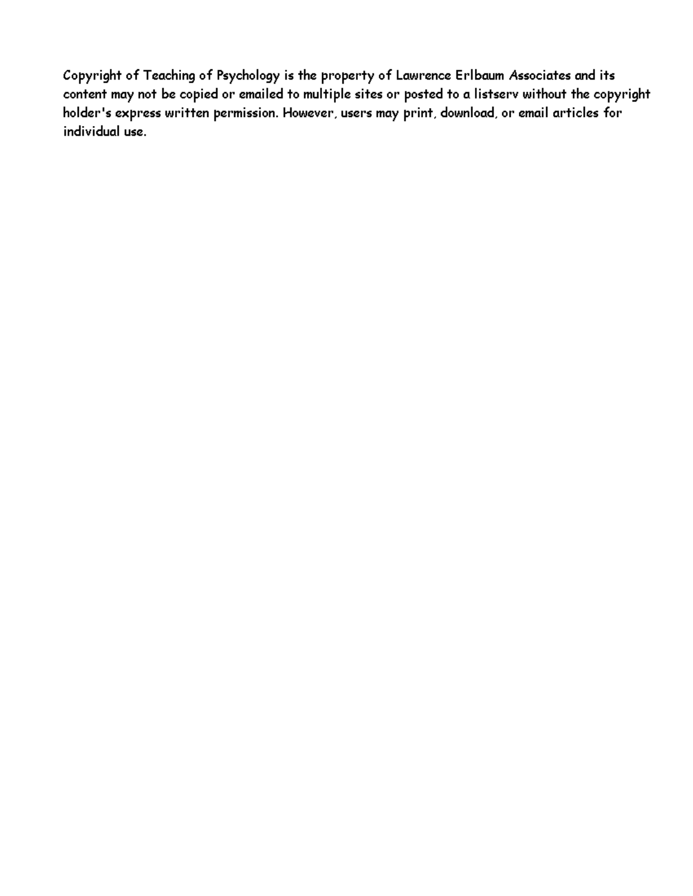Copyright of Teaching of Psychology is the property of Lawrence Erlbaum Associates and its content may not be copied or emailed to multiple sites or posted to a listserv without the copyright holder's express written permission. However, users may print, download, or email articles for individual use.